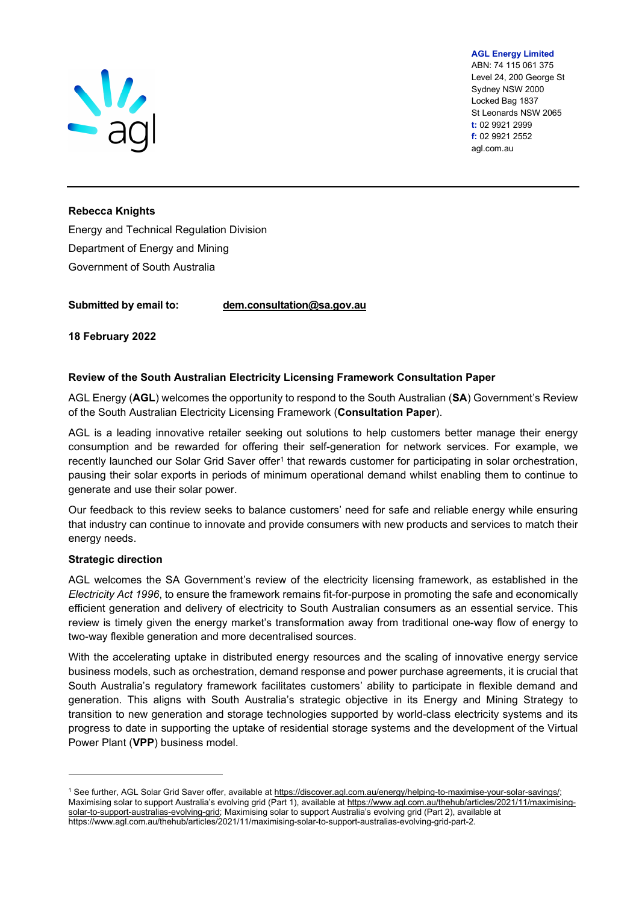**AGL Energy Limited**
ABN: 74 115 061 375
Level 24, 200 George St
Sydney NSW 2000
Locked Bag 1837
St Leonards NSW 2065
**t:** 02 9921 2999
**f:** 02 9921 2552
agl.com.au

---

**Rebecca Knights**
Energy and Technical Regulation Division
Department of Energy and Mining
Government of South Australia

**Submitted by email to:** **dem.consultation@sa.gov.au**

**18 February 2022**

**Review of the South Australian Electricity Licensing Framework Consultation Paper**

AGL Energy (**AGL**) welcomes the opportunity to respond to the South Australian (**SA**) Government's Review of the South Australian Electricity Licensing Framework (**Consultation Paper**).

AGL is a leading innovative retailer seeking out solutions to help customers better manage their energy consumption and be rewarded for offering their self-generation for network services. For example, we recently launched our Solar Grid Saver offer[1] that rewards customer for participating in solar orchestration, pausing their solar exports in periods of minimum operational demand whilst enabling them to continue to generate and use their solar power.

Our feedback to this review seeks to balance customers' need for safe and reliable energy while ensuring that industry can continue to innovate and provide consumers with new products and services to match their energy needs.

**Strategic direction**

AGL welcomes the SA Government's review of the electricity licensing framework, as established in the *Electricity Act 1996*, to ensure the framework remains fit-for-purpose in promoting the safe and economically efficient generation and delivery of electricity to South Australian consumers as an essential service. This review is timely given the energy market's transformation away from traditional one-way flow of energy to two-way flexible generation and more decentralised sources.

With the accelerating uptake in distributed energy resources and the scaling of innovative energy service business models, such as orchestration, demand response and power purchase agreements, it is crucial that South Australia's regulatory framework facilitates customers' ability to participate in flexible demand and generation. This aligns with South Australia's strategic objective in its Energy and Mining Strategy to transition to new generation and storage technologies supported by world-class electricity systems and its progress to date in supporting the uptake of residential storage systems and the development of the Virtual Power Plant (**VPP**) business model.

---

[1] See further, AGL Solar Grid Saver offer, available at https://discover.agl.com.au/energy/helping-to-maximise-your-solar-savings/; Maximising solar to support Australia's evolving grid (Part 1), available at https://www.agl.com.au/thehub/articles/2021/11/maximising-solar-to-support-australias-evolving-grid; Maximising solar to support Australia's evolving grid (Part 2), available at https://www.agl.com.au/thehub/articles/2021/11/maximising-solar-to-support-australias-evolving-grid-part-2.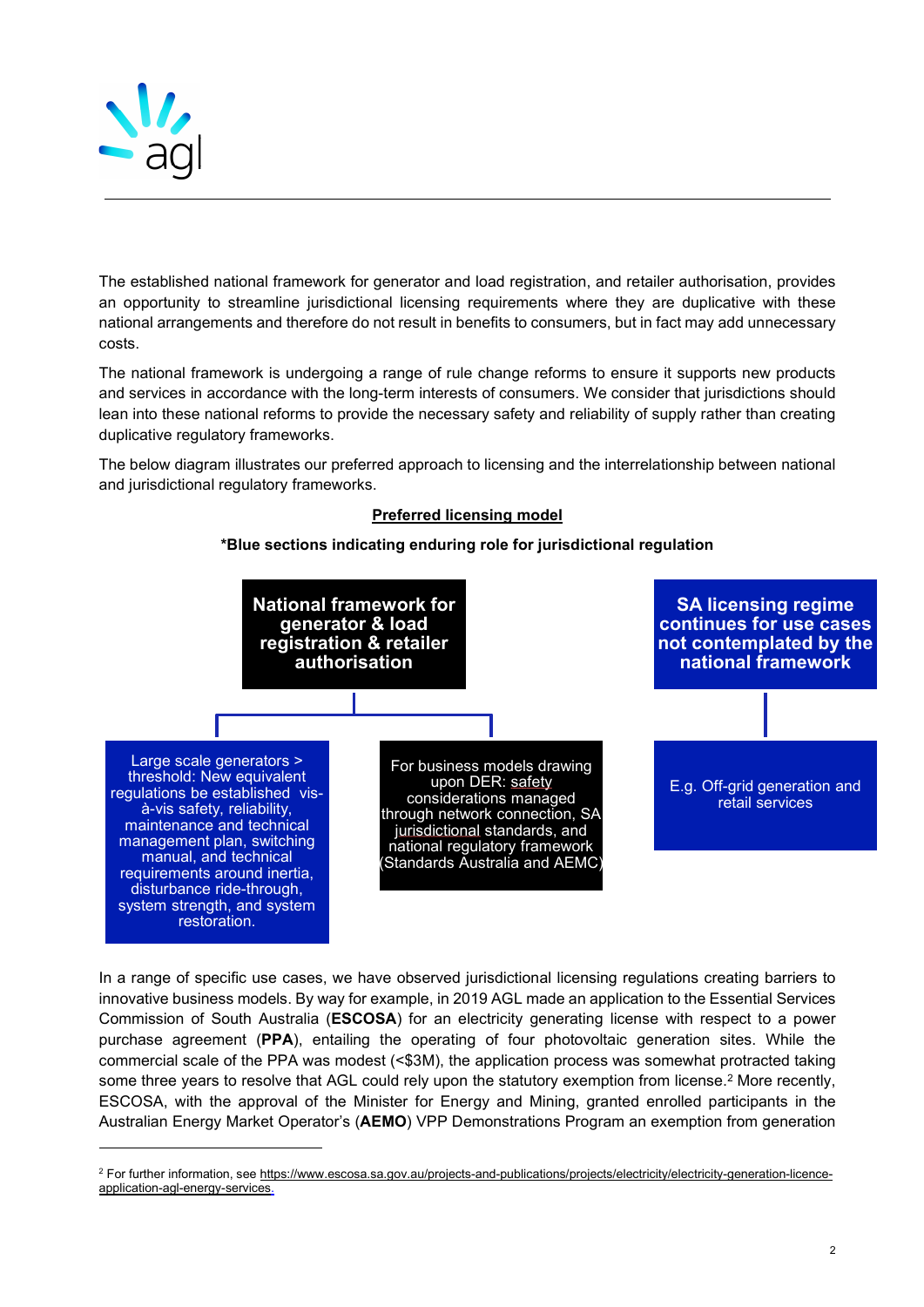The established national framework for generator and load registration, and retailer authorisation, provides an opportunity to streamline jurisdictional licensing requirements where they are duplicative with these national arrangements and therefore do not result in benefits to consumers, but in fact may add unnecessary costs.

The national framework is undergoing a range of rule change reforms to ensure it supports new products and services in accordance with the long-term interests of consumers. We consider that jurisdictions should lean into these national reforms to provide the necessary safety and reliability of supply rather than creating duplicative regulatory frameworks.

The below diagram illustrates our preferred approach to licensing and the interrelationship between national and jurisdictional regulatory frameworks.

**Preferred licensing model**

***Blue sections indicating enduring role for jurisdictional regulation**

**National framework for generator & load registration & retailer authorisation**

- Large scale generators > threshold: New equivalent regulations be established vis-à-vis safety, reliability, maintenance and technical management plan, switching manual, and technical requirements around inertia, disturbance ride-through, system strength, and system restoration.
- For business models drawing upon DER: safety considerations managed through network connection, SA jurisdictional standards, and national regulatory framework (Standards Australia and AEMC)

**SA licensing regime continues for use cases not contemplated by the national framework**

- E.g. Off-grid generation and retail services

In a range of specific use cases, we have observed jurisdictional licensing regulations creating barriers to innovative business models. By way for example, in 2019 AGL made an application to the Essential Services Commission of South Australia (**ESCOSA**) for an electricity generating license with respect to a power purchase agreement (**PPA**), entailing the operating of four photovoltaic generation sites. While the commercial scale of the PPA was modest (<$3M), the application process was somewhat protracted taking some three years to resolve that AGL could rely upon the statutory exemption from license.[2] More recently, ESCOSA, with the approval of the Minister for Energy and Mining, granted enrolled participants in the Australian Energy Market Operator's (**AEMO**) VPP Demonstrations Program an exemption from generation

---

[2] For further information, see https://www.escosa.sa.gov.au/projects-and-publications/projects/electricity/electricity-generation-licence-application-agl-energy-services.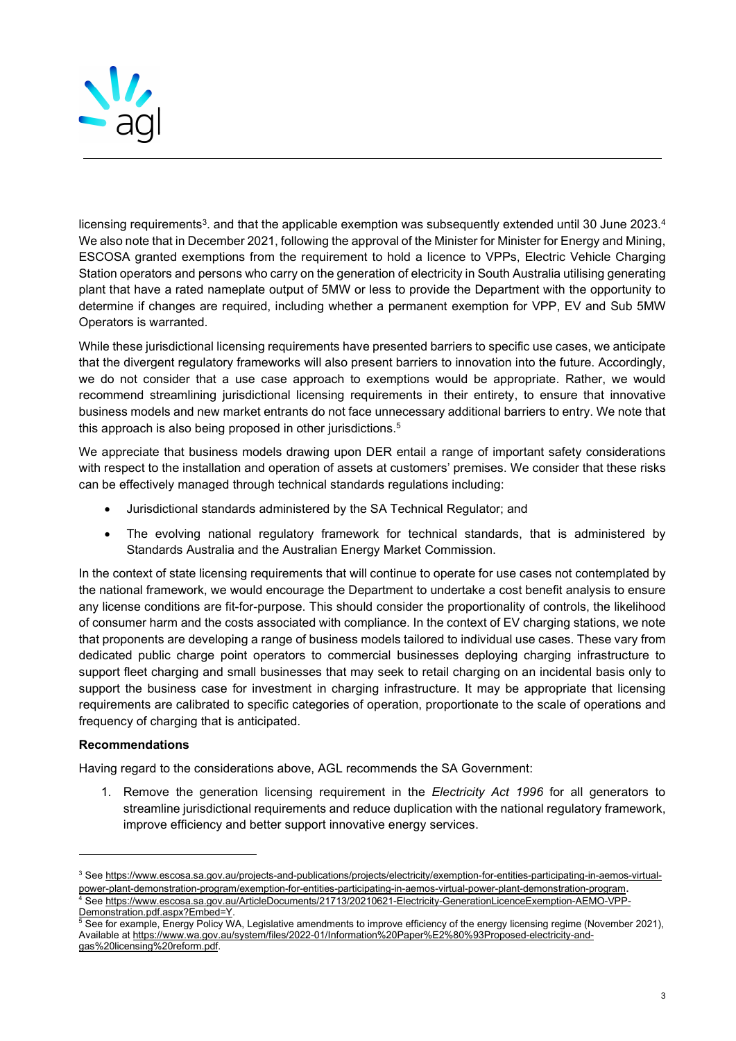licensing requirements[3]. and that the applicable exemption was subsequently extended until 30 June 2023.[4] We also note that in December 2021, following the approval of the Minister for Minister for Energy and Mining, ESCOSA granted exemptions from the requirement to hold a licence to VPPs, Electric Vehicle Charging Station operators and persons who carry on the generation of electricity in South Australia utilising generating plant that have a rated nameplate output of 5MW or less to provide the Department with the opportunity to determine if changes are required, including whether a permanent exemption for VPP, EV and Sub 5MW Operators is warranted.

While these jurisdictional licensing requirements have presented barriers to specific use cases, we anticipate that the divergent regulatory frameworks will also present barriers to innovation into the future. Accordingly, we do not consider that a use case approach to exemptions would be appropriate. Rather, we would recommend streamlining jurisdictional licensing requirements in their entirety, to ensure that innovative business models and new market entrants do not face unnecessary additional barriers to entry. We note that this approach is also being proposed in other jurisdictions.[5]

We appreciate that business models drawing upon DER entail a range of important safety considerations with respect to the installation and operation of assets at customers' premises. We consider that these risks can be effectively managed through technical standards regulations including:

- Jurisdictional standards administered by the SA Technical Regulator; and
- The evolving national regulatory framework for technical standards, that is administered by Standards Australia and the Australian Energy Market Commission.

In the context of state licensing requirements that will continue to operate for use cases not contemplated by the national framework, we would encourage the Department to undertake a cost benefit analysis to ensure any license conditions are fit-for-purpose. This should consider the proportionality of controls, the likelihood of consumer harm and the costs associated with compliance. In the context of EV charging stations, we note that proponents are developing a range of business models tailored to individual use cases. These vary from dedicated public charge point operators to commercial businesses deploying charging infrastructure to support fleet charging and small businesses that may seek to retail charging on an incidental basis only to support the business case for investment in charging infrastructure. It may be appropriate that licensing requirements are calibrated to specific categories of operation, proportionate to the scale of operations and frequency of charging that is anticipated.

**Recommendations**

Having regard to the considerations above, AGL recommends the SA Government:

1. Remove the generation licensing requirement in the *Electricity Act 1996* for all generators to streamline jurisdictional requirements and reduce duplication with the national regulatory framework, improve efficiency and better support innovative energy services.

---

[3] See https://www.escosa.sa.gov.au/projects-and-publications/projects/electricity/exemption-for-entities-participating-in-aemos-virtual-power-plant-demonstration-program/exemption-for-entities-participating-in-aemos-virtual-power-plant-demonstration-program.

[4] See https://www.escosa.sa.gov.au/ArticleDocuments/21713/20210621-Electricity-GenerationLicenceExemption-AEMO-VPP-Demonstration.pdf.aspx?Embed=Y.

[5] See for example, Energy Policy WA, Legislative amendments to improve efficiency of the energy licensing regime (November 2021), Available at https://www.wa.gov.au/system/files/2022-01/Information%20Paper%E2%80%93Proposed-electricity-and-gas%20licensing%20reform.pdf.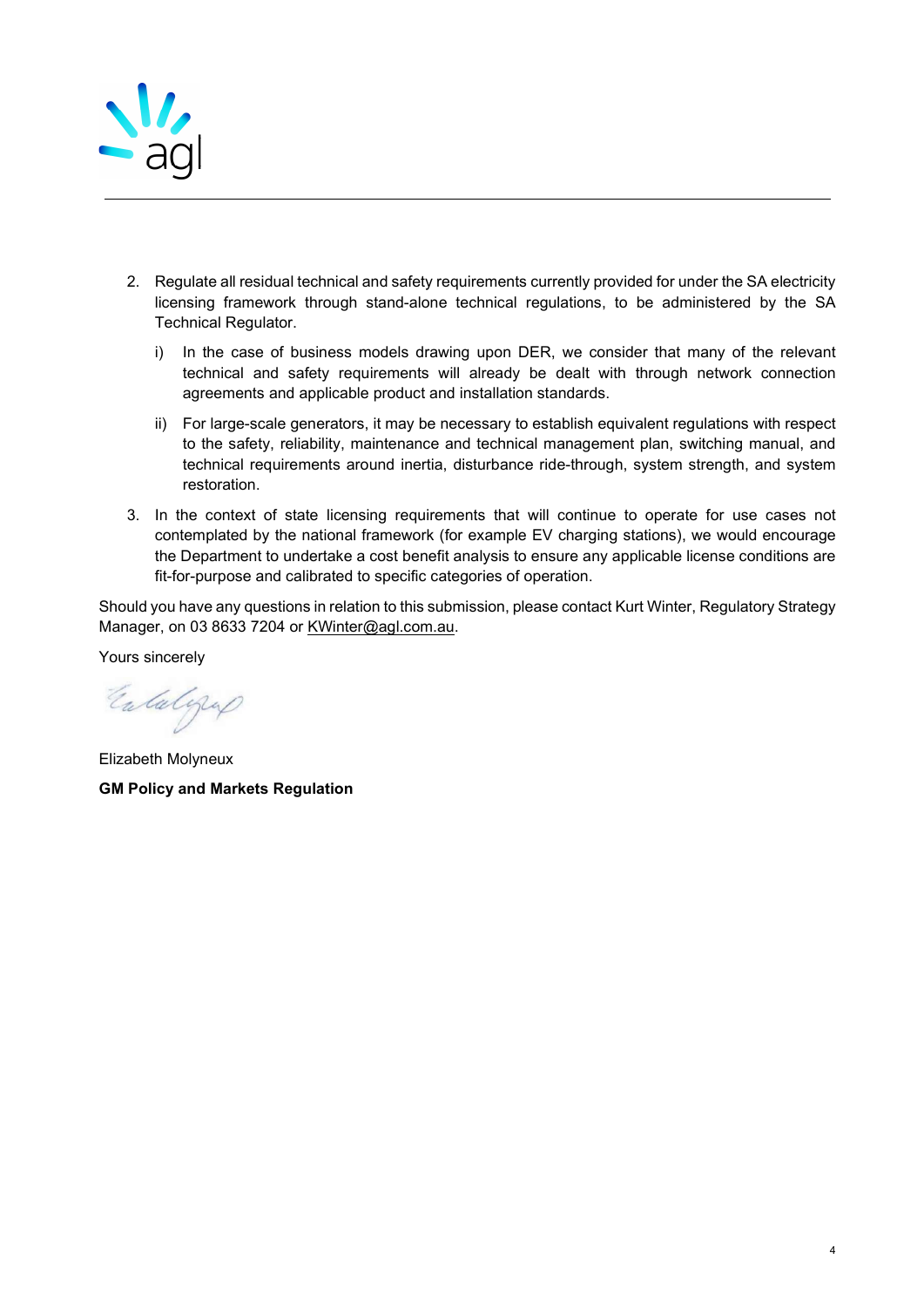2. Regulate all residual technical and safety requirements currently provided for under the SA electricity licensing framework through stand-alone technical regulations, to be administered by the SA Technical Regulator.

   i) In the case of business models drawing upon DER, we consider that many of the relevant technical and safety requirements will already be dealt with through network connection agreements and applicable product and installation standards.

   ii) For large-scale generators, it may be necessary to establish equivalent regulations with respect to the safety, reliability, maintenance and technical management plan, switching manual, and technical requirements around inertia, disturbance ride-through, system strength, and system restoration.

3. In the context of state licensing requirements that will continue to operate for use cases not contemplated by the national framework (for example EV charging stations), we would encourage the Department to undertake a cost benefit analysis to ensure any applicable license conditions are fit-for-purpose and calibrated to specific categories of operation.

Should you have any questions in relation to this submission, please contact Kurt Winter, Regulatory Strategy Manager, on 03 8633 7204 or KWinter@agl.com.au.

Yours sincerely

Elizabeth Molyneux

**GM Policy and Markets Regulation**